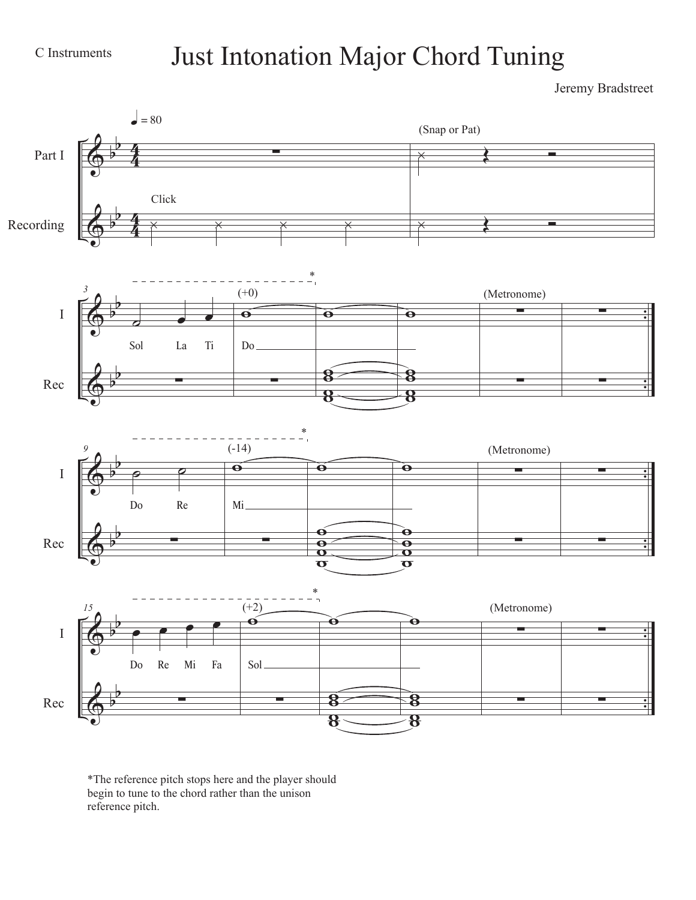C Instruments

# Just Intonation Major Chord Tuning

Jeremy Bradstreet

*The reference pitch stops here and the player should begin to tune to the chord rather than the unison reference pitch.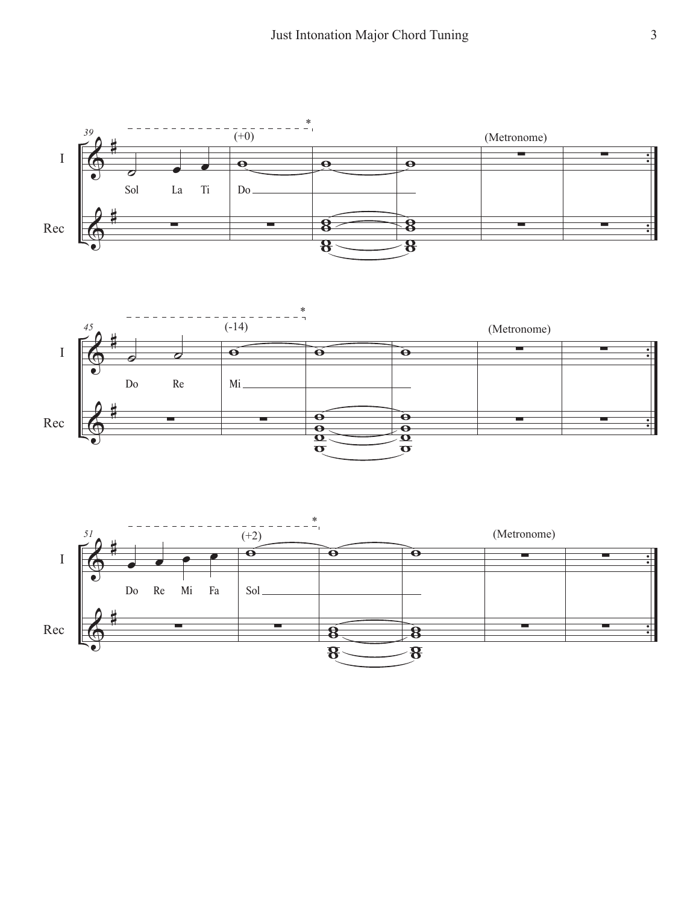39

(+0)

I — Sol La Ti Do

(Metronome)

Rec

45

(-14)

I — Do Re Mi

(Metronome)

Rec

51

(+2)

I — Do Re Mi Fa Sol

(Metronome)

Rec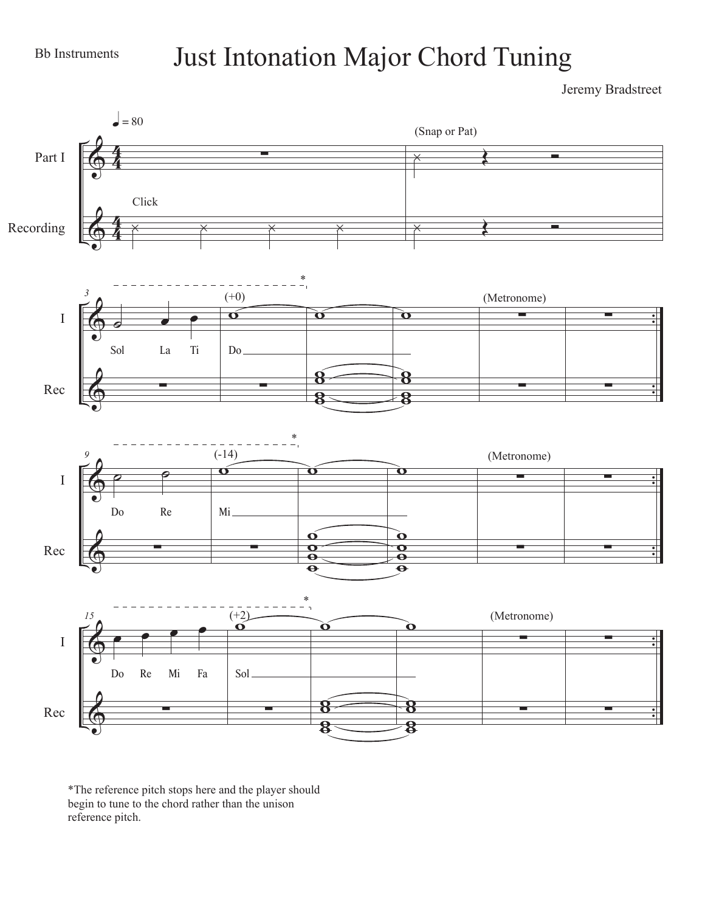Bb Instruments

# Just Intonation Major Chord Tuning

Jeremy Bradstreet

*The reference pitch stops here and the player should begin to tune to the chord rather than the unison reference pitch.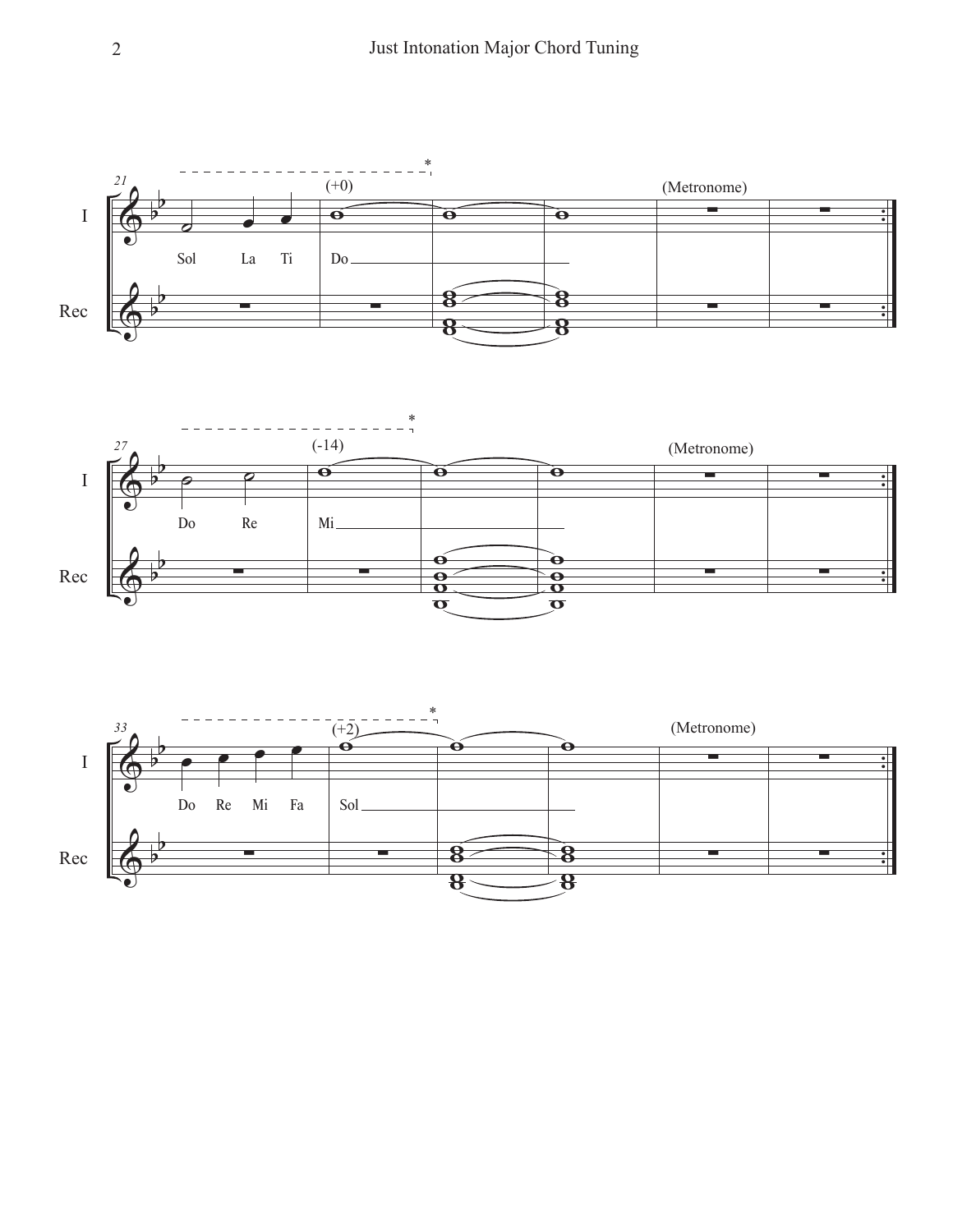21

(+0)

(Metronome)

I

Sol La Ti Do

Rec

27

(-14)

(Metronome)

I

Do Re Mi

Rec

33

(+2)

(Metronome)

I

Do Re Mi Fa Sol

Rec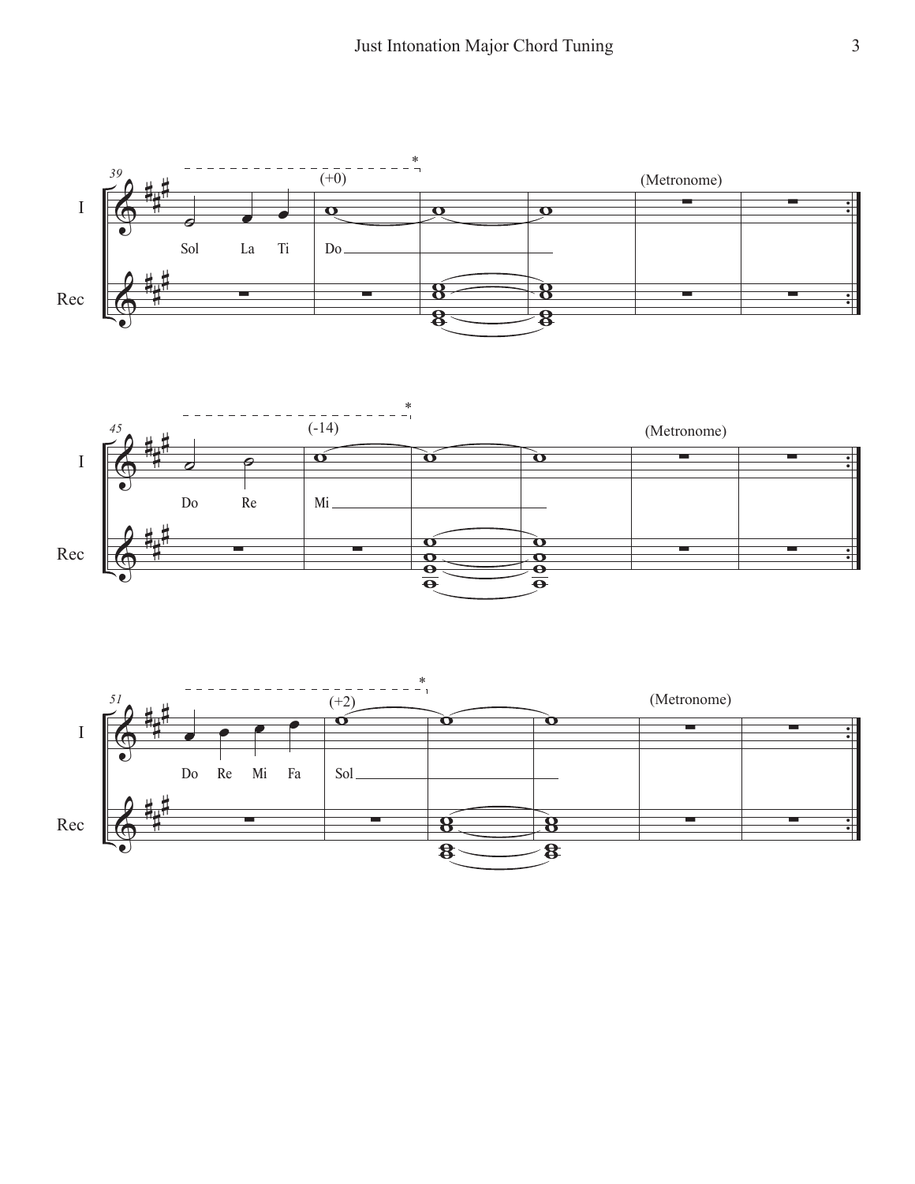39

I

Rec

(+0) *

Sol La Ti Do

(Metronome)

45

I

Rec

(-14) *

Do Re Mi

(Metronome)

51

I

Rec

(+2) *

Do Re Mi Fa Sol

(Metronome)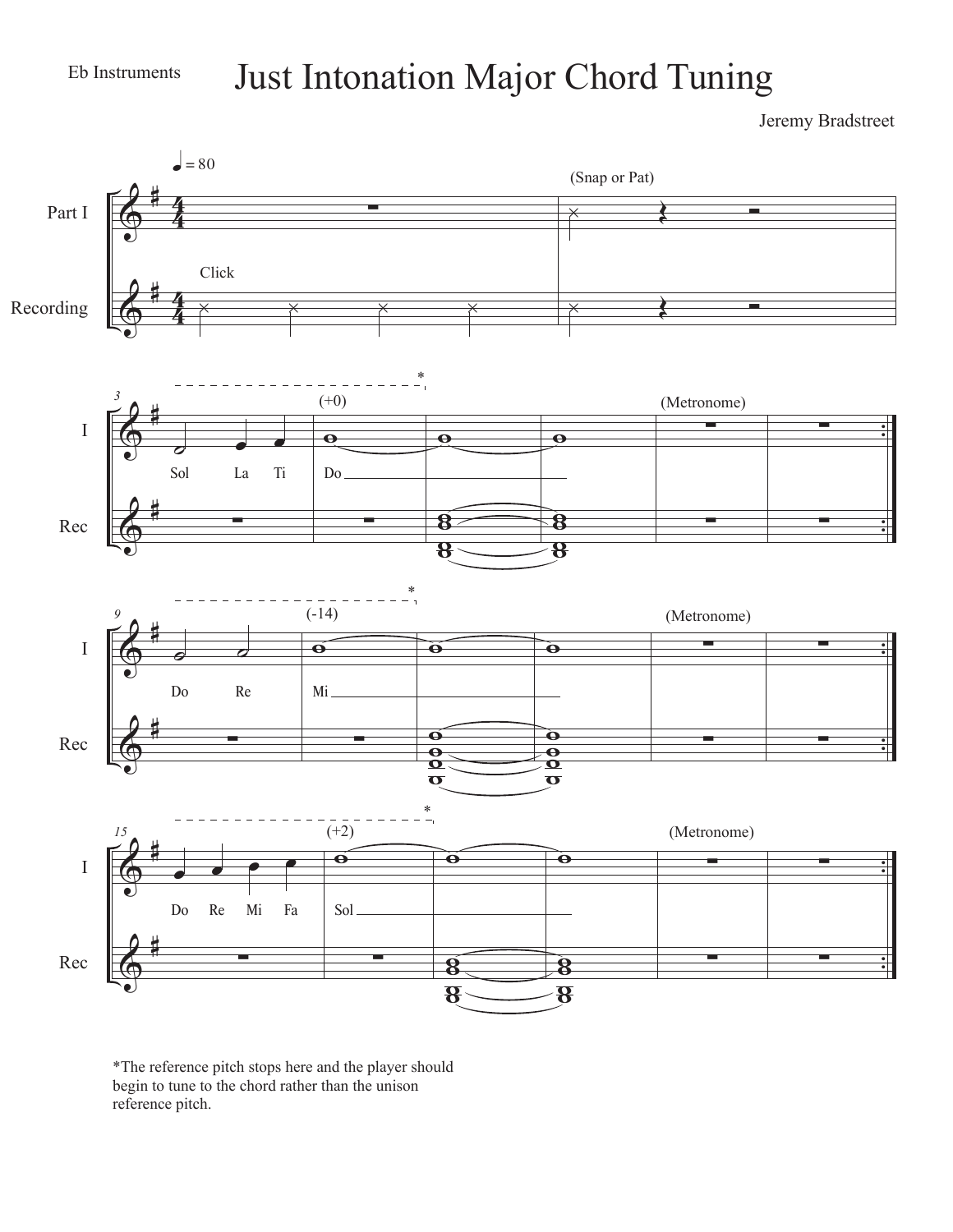Eb Instruments

# Just Intonation Major Chord Tuning

Jeremy Bradstreet

♩ = 80

Part I

Recording

(Snap or Pat)

Click

(+0)

(Metronome)

Sol La Ti Do

(-14)

(Metronome)

Do Re Mi

(+2)

(Metronome)

Do Re Mi Fa Sol

*The reference pitch stops here and the player should begin to tune to the chord rather than the unison reference pitch.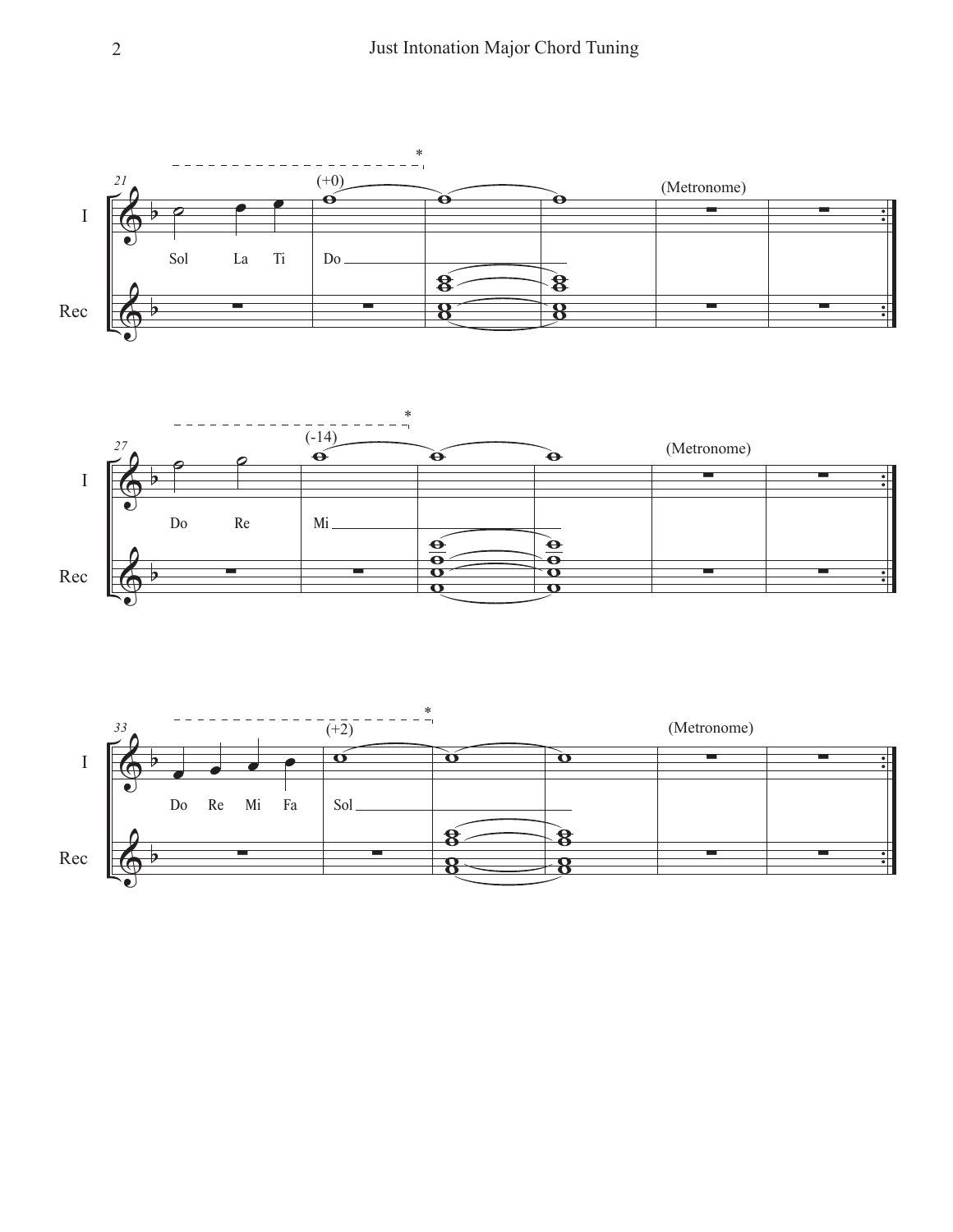21

I

Rec

(+0)

(Metronome)

Sol La Ti Do

27

(-14)

(Metronome)

Do Re Mi

33

(+2)

(Metronome)

Do Re Mi Fa Sol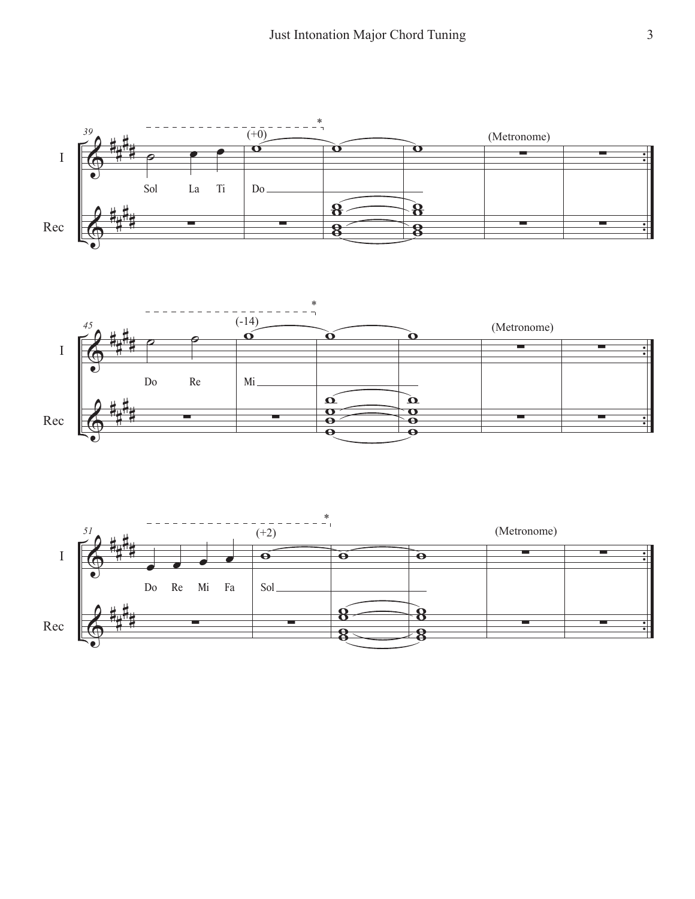39

(+0)

(Metronome)

I

Sol La Ti Do

Rec

45

(-14)

(Metronome)

I

Do Re Mi

Rec

51

(+2)

(Metronome)

I

Do Re Mi Fa Sol

Rec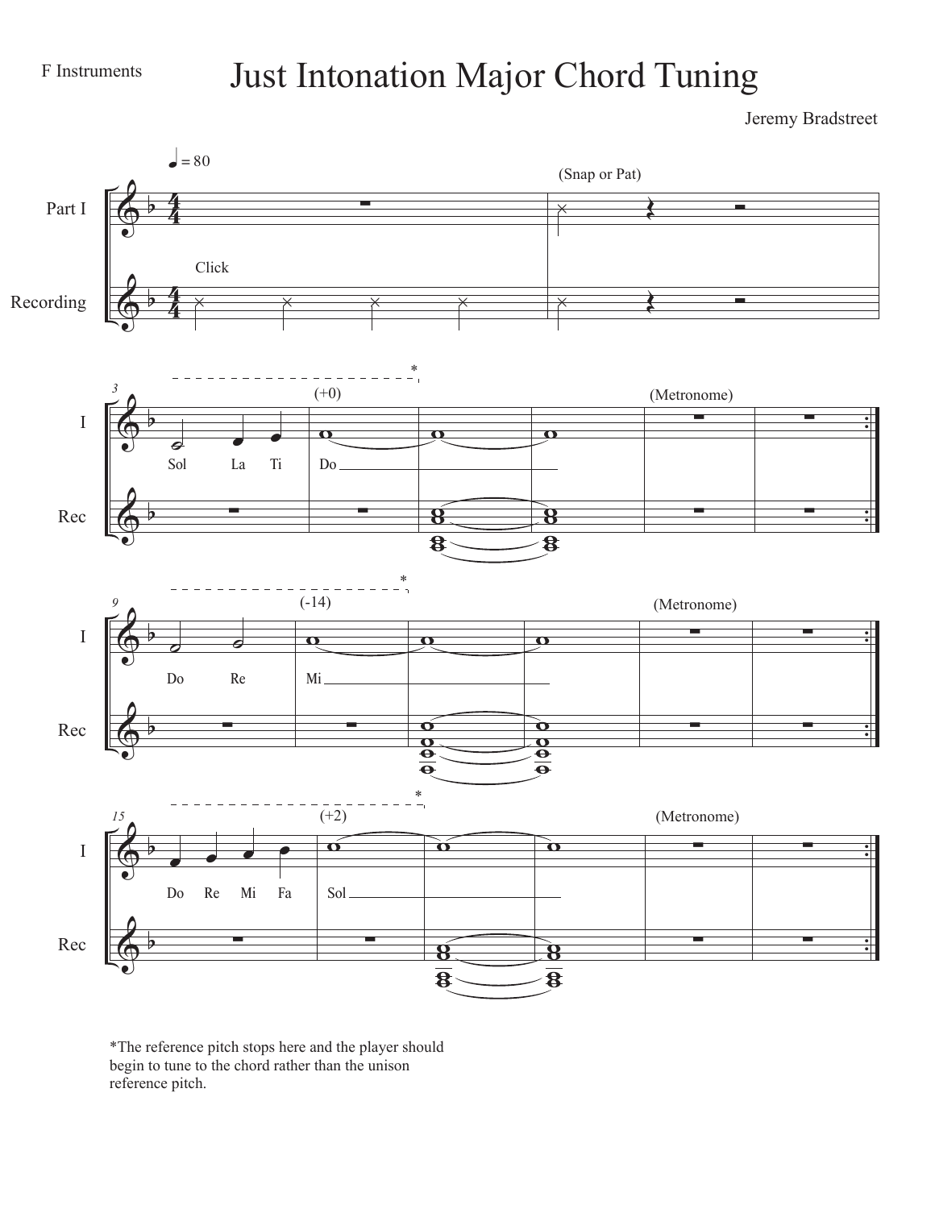F Instruments

# Just Intonation Major Chord Tuning

Jeremy Bradstreet

*The reference pitch stops here and the player should begin to tune to the chord rather than the unison reference pitch.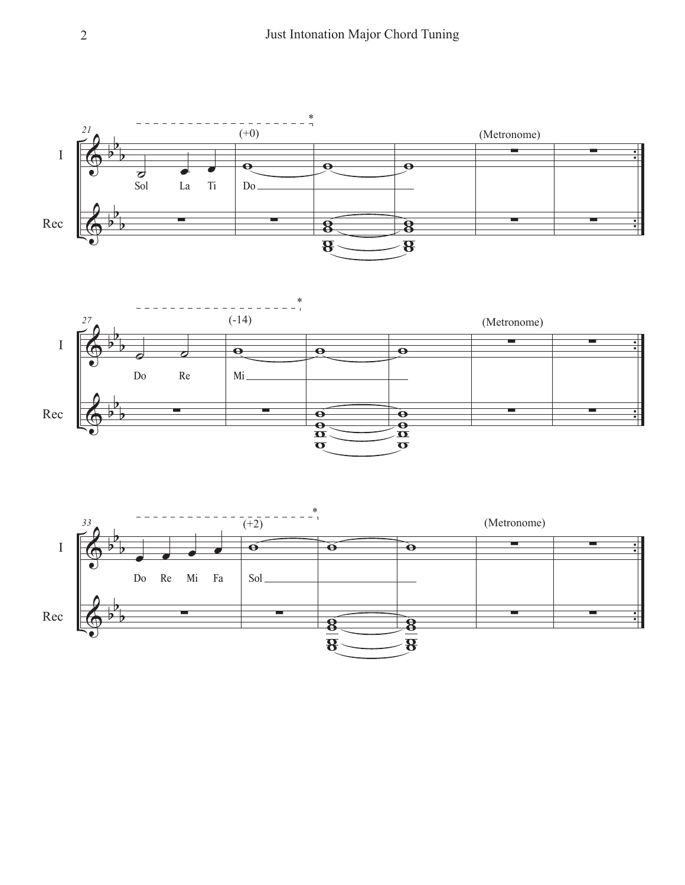21

(+0)

(Metronome)

I

Sol La Ti Do

Rec

27

(-14)

(Metronome)

I

Do Re Mi

Rec

33

(+2)

(Metronome)

I

Do Re Mi Fa Sol

Rec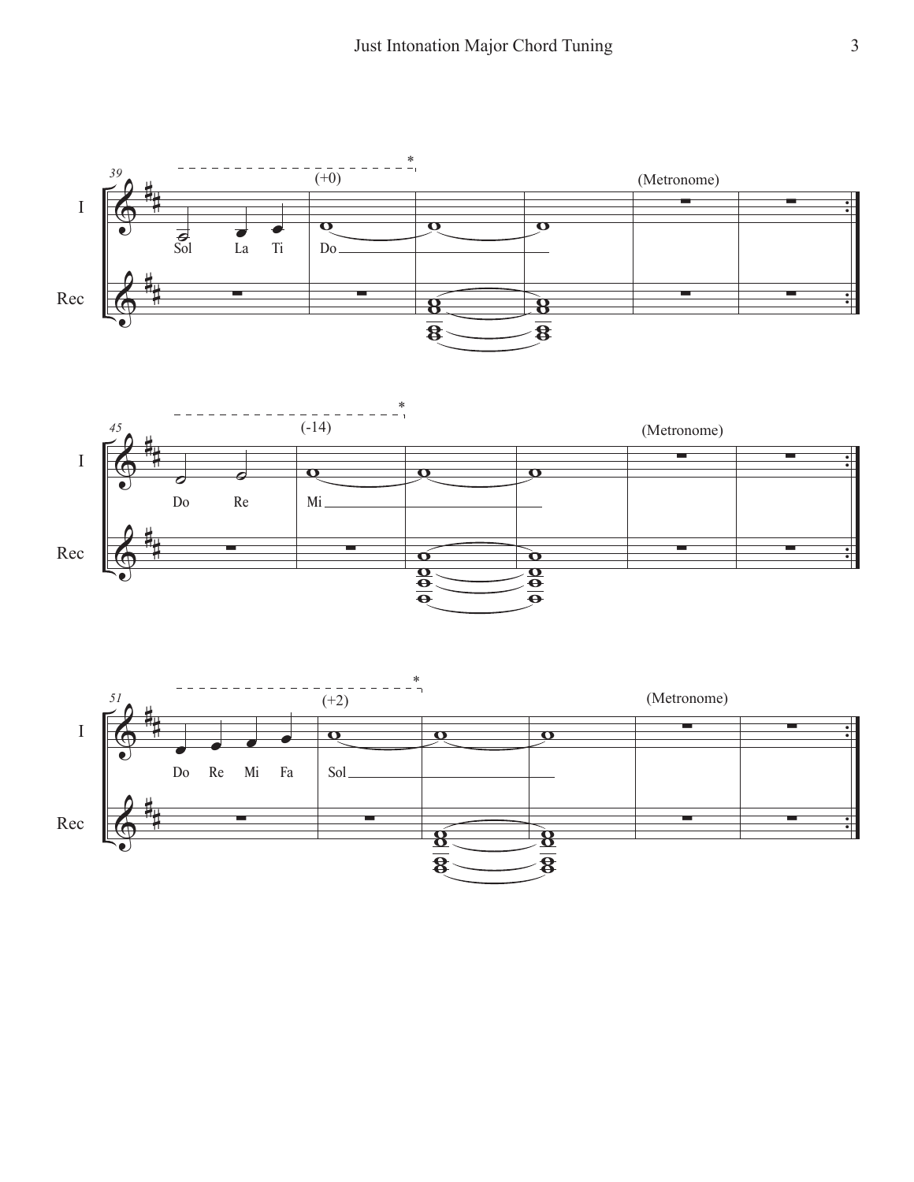39

(+0)

(Metronome)

I

Sol La Ti Do

Rec

45

(-14)

(Metronome)

I

Do Re Mi

Rec

51

(+2)

(Metronome)

I

Do Re Mi Fa Sol

Rec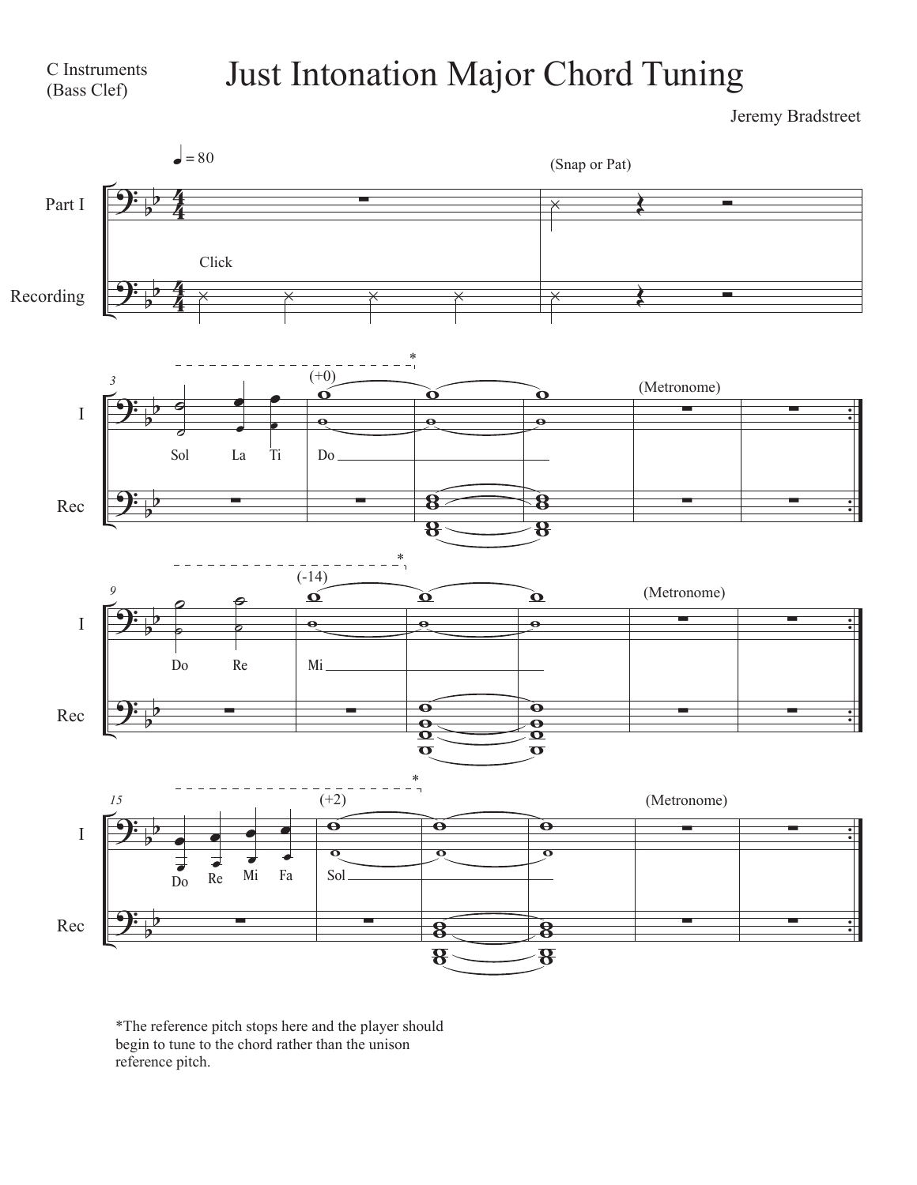C Instruments
(Bass Clef)

# Just Intonation Major Chord Tuning

Jeremy Bradstreet

*The reference pitch stops here and the player should begin to tune to the chord rather than the unison reference pitch.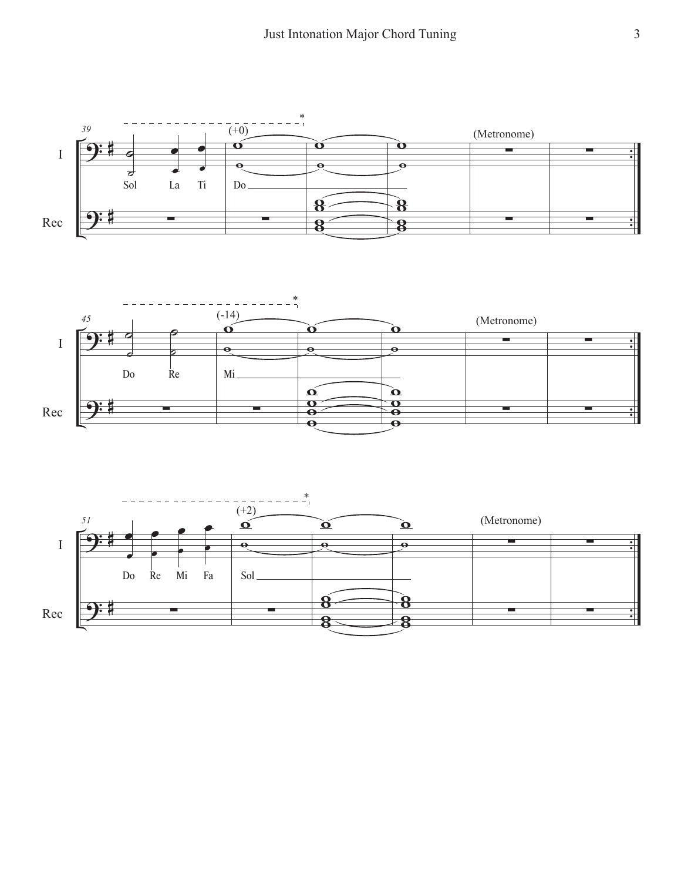39

I

Sol La Ti Do

(+0)

(Metronome)

Rec

45

I

Do Re Mi

(-14)

(Metronome)

Rec

51

I

Do Re Mi Fa Sol

(+2)

(Metronome)

Rec